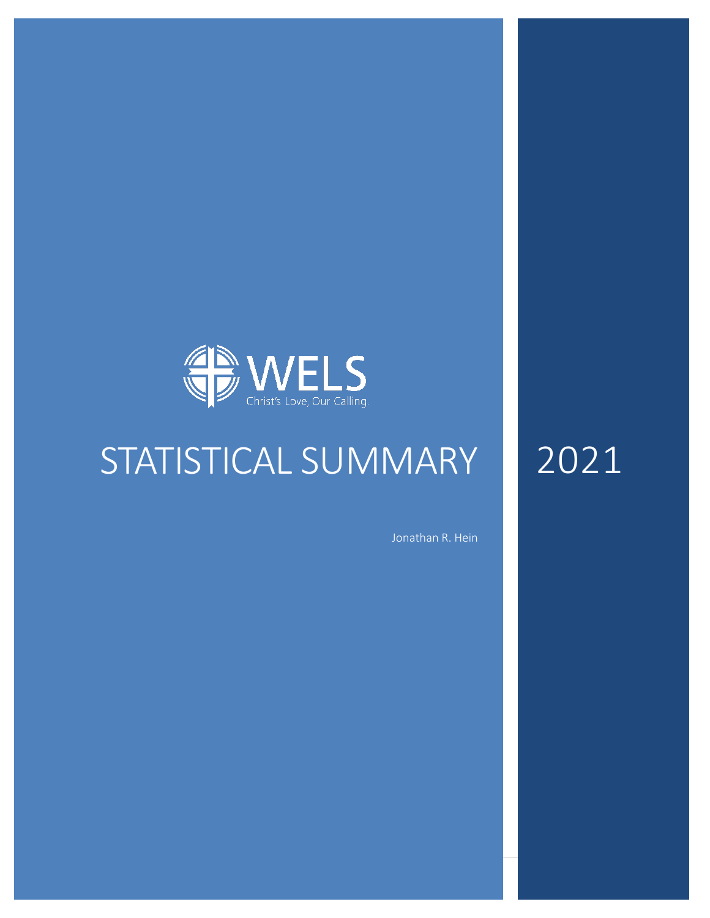WELS

Christ's Love, Our Calling.

# STATISTICAL SUMMARY 2021

Jonathan R. Hein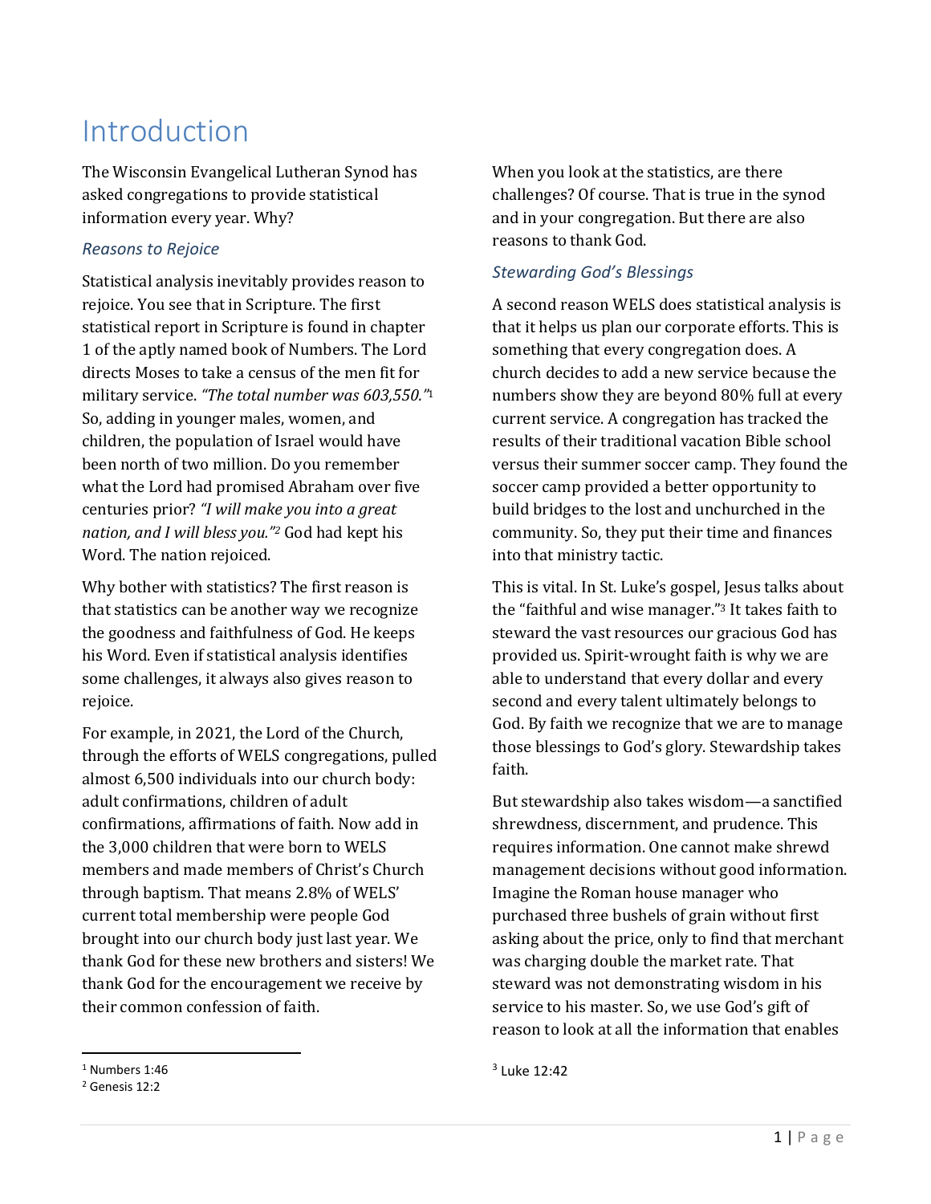# Introduction

The Wisconsin Evangelical Lutheran Synod has asked congregations to provide statistical information every year. Why?

## *Reasons to Rejoice*

Statistical analysis inevitably provides reason to rejoice. You see that in Scripture. The first statistical report in Scripture is found in chapter 1 of the aptly named book of Numbers. The Lord directs Moses to take a census of the men fit for military service. *"The total number was 603,550."*[1] So, adding in younger males, women, and children, the population of Israel would have been north of two million. Do you remember what the Lord had promised Abraham over five centuries prior? *"I will make you into a great nation, and I will bless you."*[2] God had kept his Word. The nation rejoiced.

Why bother with statistics? The first reason is that statistics can be another way we recognize the goodness and faithfulness of God. He keeps his Word. Even if statistical analysis identifies some challenges, it always also gives reason to rejoice.

For example, in 2021, the Lord of the Church, through the efforts of WELS congregations, pulled almost 6,500 individuals into our church body: adult confirmations, children of adult confirmations, affirmations of faith. Now add in the 3,000 children that were born to WELS members and made members of Christ's Church through baptism. That means 2.8% of WELS' current total membership were people God brought into our church body just last year. We thank God for these new brothers and sisters! We thank God for the encouragement we receive by their common confession of faith.

When you look at the statistics, are there challenges? Of course. That is true in the synod and in your congregation. But there are also reasons to thank God.

## *Stewarding God's Blessings*

A second reason WELS does statistical analysis is that it helps us plan our corporate efforts. This is something that every congregation does. A church decides to add a new service because the numbers show they are beyond 80% full at every current service. A congregation has tracked the results of their traditional vacation Bible school versus their summer soccer camp. They found the soccer camp provided a better opportunity to build bridges to the lost and unchurched in the community. So, they put their time and finances into that ministry tactic.

This is vital. In St. Luke's gospel, Jesus talks about the "faithful and wise manager."[3] It takes faith to steward the vast resources our gracious God has provided us. Spirit-wrought faith is why we are able to understand that every dollar and every second and every talent ultimately belongs to God. By faith we recognize that we are to manage those blessings to God's glory. Stewardship takes faith.

But stewardship also takes wisdom—a sanctified shrewdness, discernment, and prudence. This requires information. One cannot make shrewd management decisions without good information. Imagine the Roman house manager who purchased three bushels of grain without first asking about the price, only to find that merchant was charging double the market rate. That steward was not demonstrating wisdom in his service to his master. So, we use God's gift of reason to look at all the information that enables

---

[1] Numbers 1:46

[2] Genesis 12:2

[3] Luke 12:42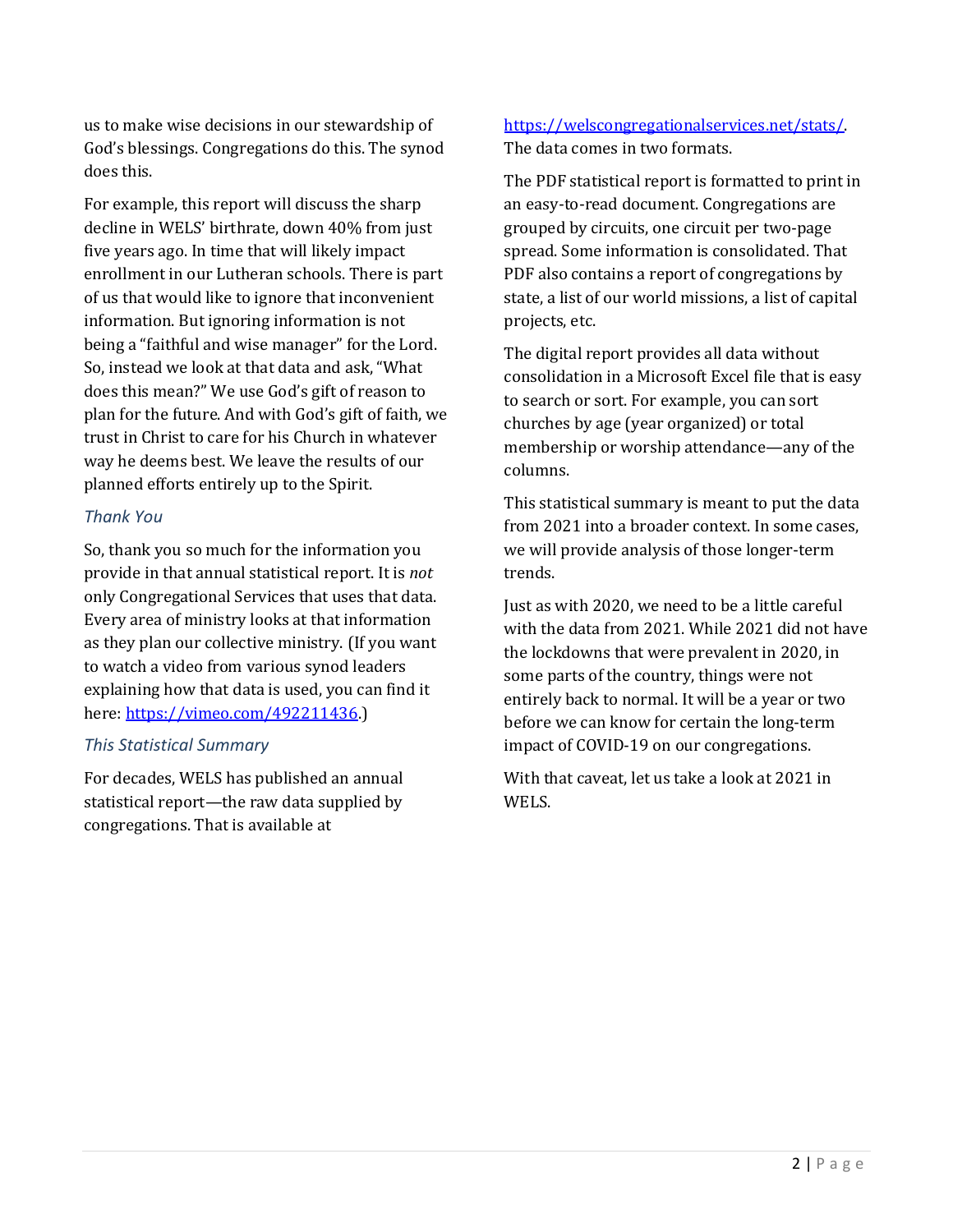us to make wise decisions in our stewardship of God's blessings. Congregations do this. The synod does this.

For example, this report will discuss the sharp decline in WELS' birthrate, down 40% from just five years ago. In time that will likely impact enrollment in our Lutheran schools. There is part of us that would like to ignore that inconvenient information. But ignoring information is not being a "faithful and wise manager" for the Lord. So, instead we look at that data and ask, "What does this mean?" We use God's gift of reason to plan for the future. And with God's gift of faith, we trust in Christ to care for his Church in whatever way he deems best. We leave the results of our planned efforts entirely up to the Spirit.

### *Thank You*

So, thank you so much for the information you provide in that annual statistical report. It is *not* only Congregational Services that uses that data. Every area of ministry looks at that information as they plan our collective ministry. (If you want to watch a video from various synod leaders explaining how that data is used, you can find it here: https://vimeo.com/492211436.)

### *This Statistical Summary*

For decades, WELS has published an annual statistical report—the raw data supplied by congregations. That is available at https://welscongregationalservices.net/stats/. The data comes in two formats.

The PDF statistical report is formatted to print in an easy-to-read document. Congregations are grouped by circuits, one circuit per two-page spread. Some information is consolidated. That PDF also contains a report of congregations by state, a list of our world missions, a list of capital projects, etc.

The digital report provides all data without consolidation in a Microsoft Excel file that is easy to search or sort. For example, you can sort churches by age (year organized) or total membership or worship attendance—any of the columns.

This statistical summary is meant to put the data from 2021 into a broader context. In some cases, we will provide analysis of those longer-term trends.

Just as with 2020, we need to be a little careful with the data from 2021. While 2021 did not have the lockdowns that were prevalent in 2020, in some parts of the country, things were not entirely back to normal. It will be a year or two before we can know for certain the long-term impact of COVID-19 on our congregations.

With that caveat, let us take a look at 2021 in WELS.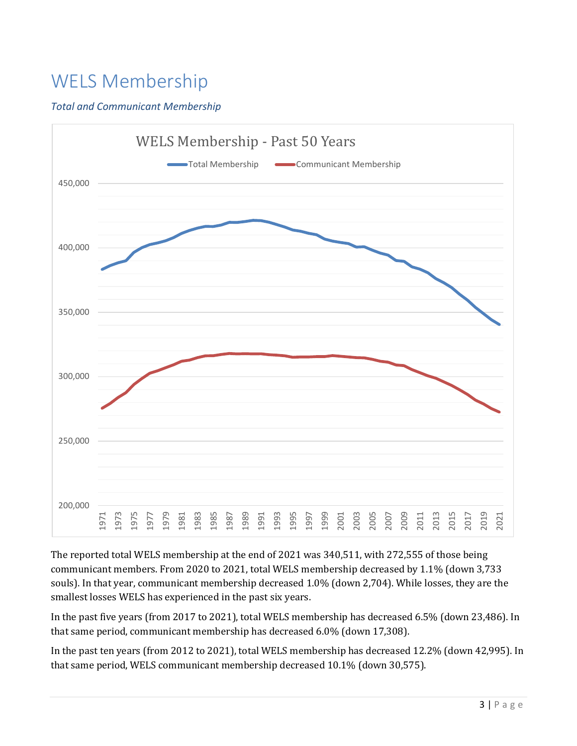# WELS Membership

*Total and Communicant Membership*

The reported total WELS membership at the end of 2021 was 340,511, with 272,555 of those being communicant members. From 2020 to 2021, total WELS membership decreased by 1.1% (down 3,733 souls). In that year, communicant membership decreased 1.0% (down 2,704). While losses, they are the smallest losses WELS has experienced in the past six years.

In the past five years (from 2017 to 2021), total WELS membership has decreased 6.5% (down 23,486). In that same period, communicant membership has decreased 6.0% (down 17,308).

In the past ten years (from 2012 to 2021), total WELS membership has decreased 12.2% (down 42,995). In that same period, WELS communicant membership decreased 10.1% (down 30,575).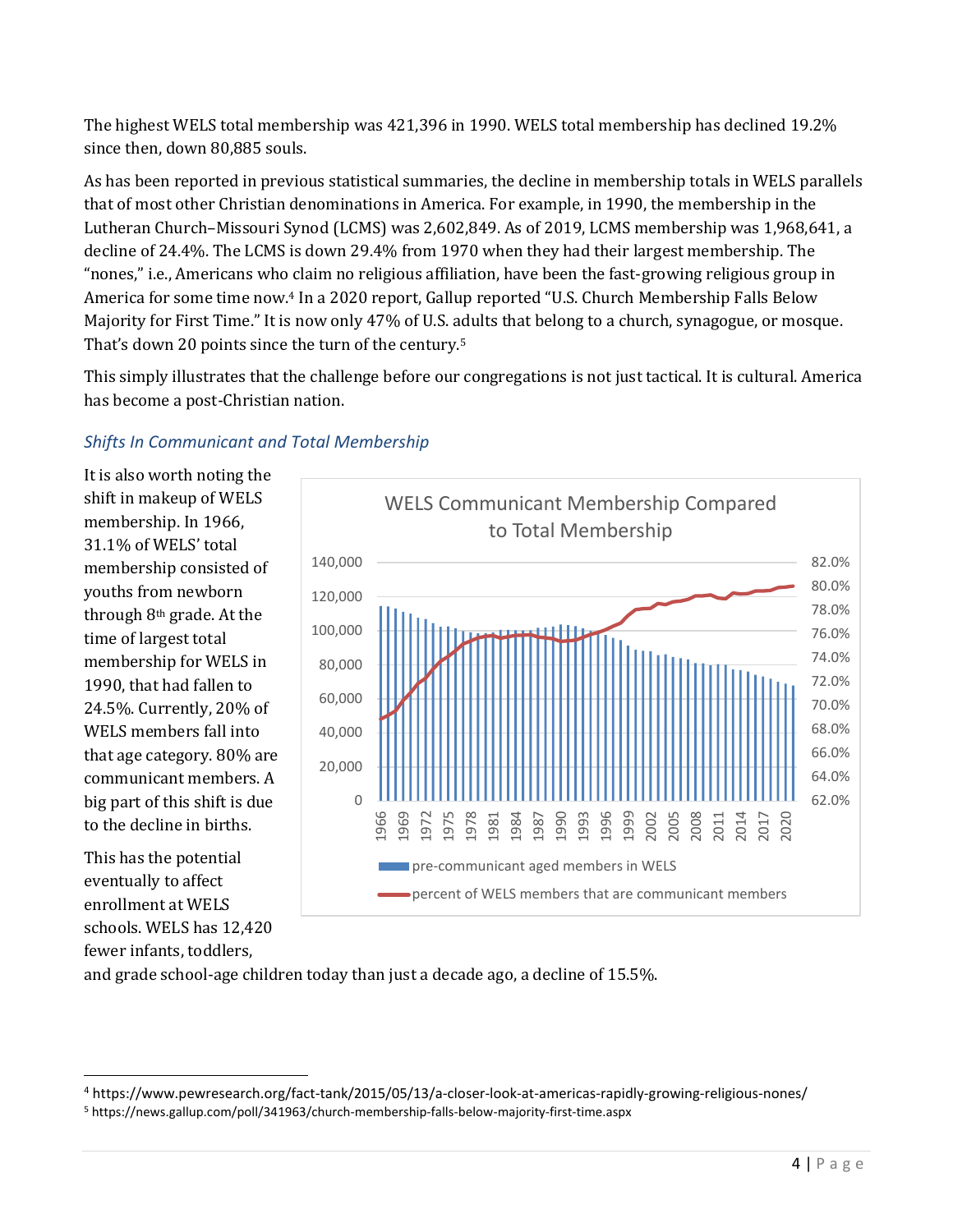The highest WELS total membership was 421,396 in 1990. WELS total membership has declined 19.2% since then, down 80,885 souls.

As has been reported in previous statistical summaries, the decline in membership totals in WELS parallels that of most other Christian denominations in America. For example, in 1990, the membership in the Lutheran Church–Missouri Synod (LCMS) was 2,602,849. As of 2019, LCMS membership was 1,968,641, a decline of 24.4%. The LCMS is down 29.4% from 1970 when they had their largest membership. The "nones," i.e., Americans who claim no religious affiliation, have been the fast-growing religious group in America for some time now.[4] In a 2020 report, Gallup reported "U.S. Church Membership Falls Below Majority for First Time." It is now only 47% of U.S. adults that belong to a church, synagogue, or mosque. That's down 20 points since the turn of the century.[5]

This simply illustrates that the challenge before our congregations is not just tactical. It is cultural. America has become a post-Christian nation.

### *Shifts In Communicant and Total Membership*

It is also worth noting the shift in makeup of WELS membership. In 1966, 31.1% of WELS' total membership consisted of youths from newborn through 8th grade. At the time of largest total membership for WELS in 1990, that had fallen to 24.5%. Currently, 20% of WELS members fall into that age category. 80% are communicant members. A big part of this shift is due to the decline in births.

This has the potential eventually to affect enrollment at WELS schools. WELS has 12,420 fewer infants, toddlers, and grade school-age children today than just a decade ago, a decline of 15.5%.

---

[4] https://www.pewresearch.org/fact-tank/2015/05/13/a-closer-look-at-americas-rapidly-growing-religious-nones/

[5] https://news.gallup.com/poll/341963/church-membership-falls-below-majority-first-time.aspx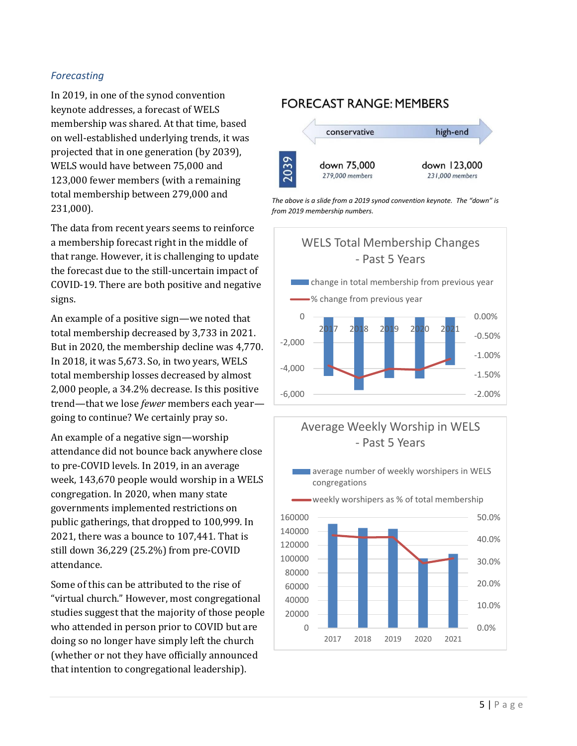### *Forecasting*

In 2019, in one of the synod convention keynote addresses, a forecast of WELS membership was shared. At that time, based on well-established underlying trends, it was projected that in one generation (by 2039), WELS would have between 75,000 and 123,000 fewer members (with a remaining total membership between 279,000 and 231,000).

The data from recent years seems to reinforce a membership forecast right in the middle of that range. However, it is challenging to update the forecast due to the still-uncertain impact of COVID-19. There are both positive and negative signs.

An example of a positive sign—we noted that total membership decreased by 3,733 in 2021. But in 2020, the membership decline was 4,770. In 2018, it was 5,673. So, in two years, WELS total membership losses decreased by almost 2,000 people, a 34.2% decrease. Is this positive trend—that we lose *fewer* members each year—going to continue? We certainly pray so.

An example of a negative sign—worship attendance did not bounce back anywhere close to pre-COVID levels. In 2019, in an average week, 143,670 people would worship in a WELS congregation. In 2020, when many state governments implemented restrictions on public gatherings, that dropped to 100,999. In 2021, there was a bounce to 107,441. That is still down 36,229 (25.2%) from pre-COVID attendance.

Some of this can be attributed to the rise of "virtual church." However, most congregational studies suggest that the majority of those people who attended in person prior to COVID but are doing so no longer have simply left the church (whether or not they have officially announced that intention to congregational leadership).

**FORECAST RANGE: MEMBERS**

| 2039 | conservative | high-end |
|---|---|---|
| | down 75,000 (279,000 members) | down 123,000 (231,000 members) |

*The above is a slide from a 2019 synod convention keynote. The "down" is from 2019 membership numbers.*

**WELS Total Membership Changes - Past 5 Years**

Legend: change in total membership from previous year; % change from previous year

Years: 2017, 2018, 2019, 2020, 2021

**Average Weekly Worship in WELS - Past 5 Years**

Legend: average number of weekly worshipers in WELS congregations; weekly worshipers as % of total membership

Years: 2017, 2018, 2019, 2020, 2021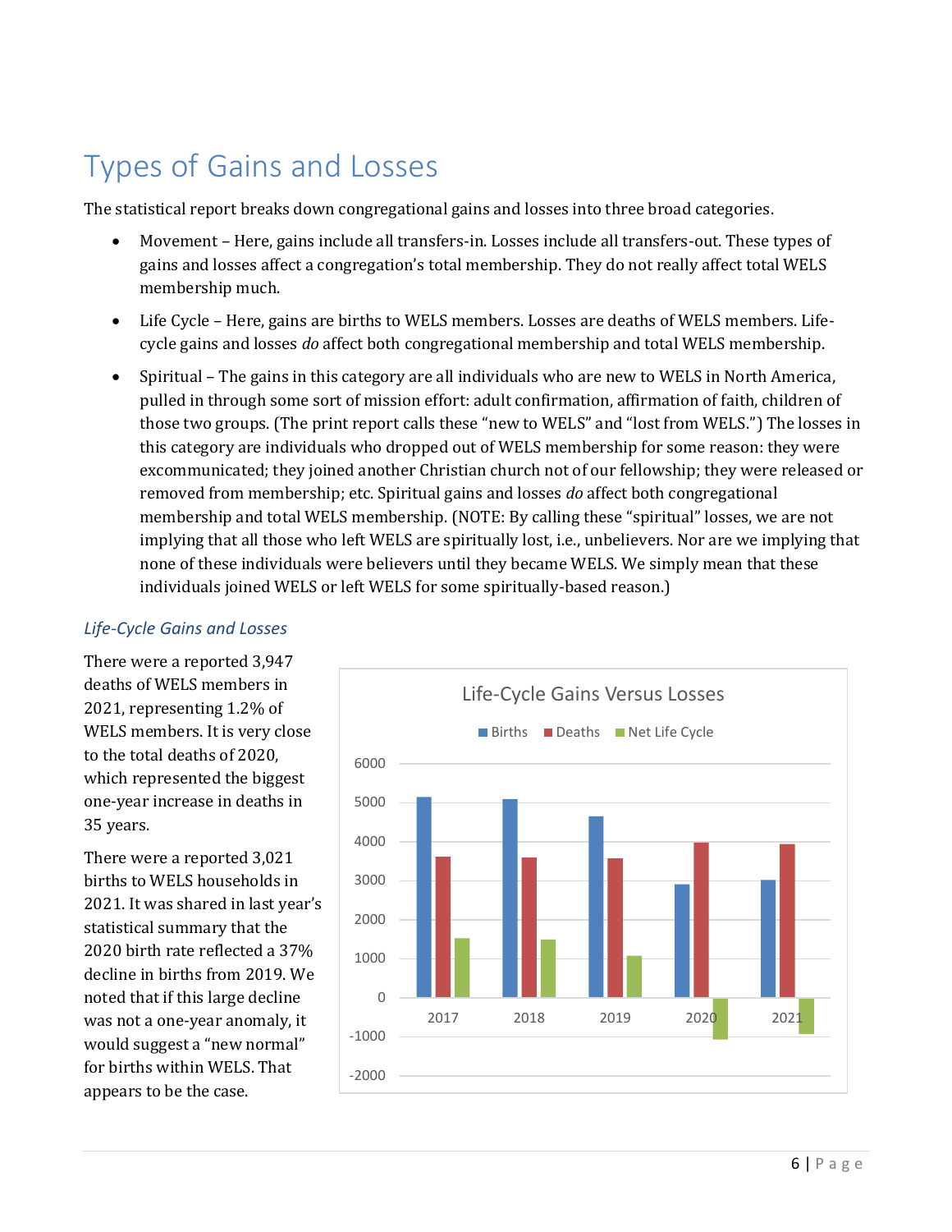# Types of Gains and Losses

The statistical report breaks down congregational gains and losses into three broad categories.

- Movement – Here, gains include all transfers-in. Losses include all transfers-out. These types of gains and losses affect a congregation's total membership. They do not really affect total WELS membership much.
- Life Cycle – Here, gains are births to WELS members. Losses are deaths of WELS members. Life-cycle gains and losses *do* affect both congregational membership and total WELS membership.
- Spiritual – The gains in this category are all individuals who are new to WELS in North America, pulled in through some sort of mission effort: adult confirmation, affirmation of faith, children of those two groups. (The print report calls these "new to WELS" and "lost from WELS.") The losses in this category are individuals who dropped out of WELS membership for some reason: they were excommunicated; they joined another Christian church not of our fellowship; they were released or removed from membership; etc. Spiritual gains and losses *do* affect both congregational membership and total WELS membership. (NOTE: By calling these "spiritual" losses, we are not implying that all those who left WELS are spiritually lost, i.e., unbelievers. Nor are we implying that none of these individuals were believers until they became WELS. We simply mean that these individuals joined WELS or left WELS for some spiritually-based reason.)

### *Life-Cycle Gains and Losses*

There were a reported 3,947 deaths of WELS members in 2021, representing 1.2% of WELS members. It is very close to the total deaths of 2020, which represented the biggest one-year increase in deaths in 35 years.

There were a reported 3,021 births to WELS households in 2021. It was shared in last year's statistical summary that the 2020 birth rate reflected a 37% decline in births from 2019. We noted that if this large decline was not a one-year anomaly, it would suggest a "new normal" for births within WELS. That appears to be the case.

Life-Cycle Gains Versus Losses

Births | Deaths | Net Life Cycle

| | 2017 | 2018 | 2019 | 2020 | 2021 |
|---|---|---|---|---|---|
| Births | ~5150 | ~5100 | ~4650 | ~2900 | ~3021 |
| Deaths | ~3600 | ~3600 | ~3550 | ~3950 | ~3947 |
| Net Life Cycle | ~1500 | ~1500 | ~1050 | ~-1050 | ~-900 |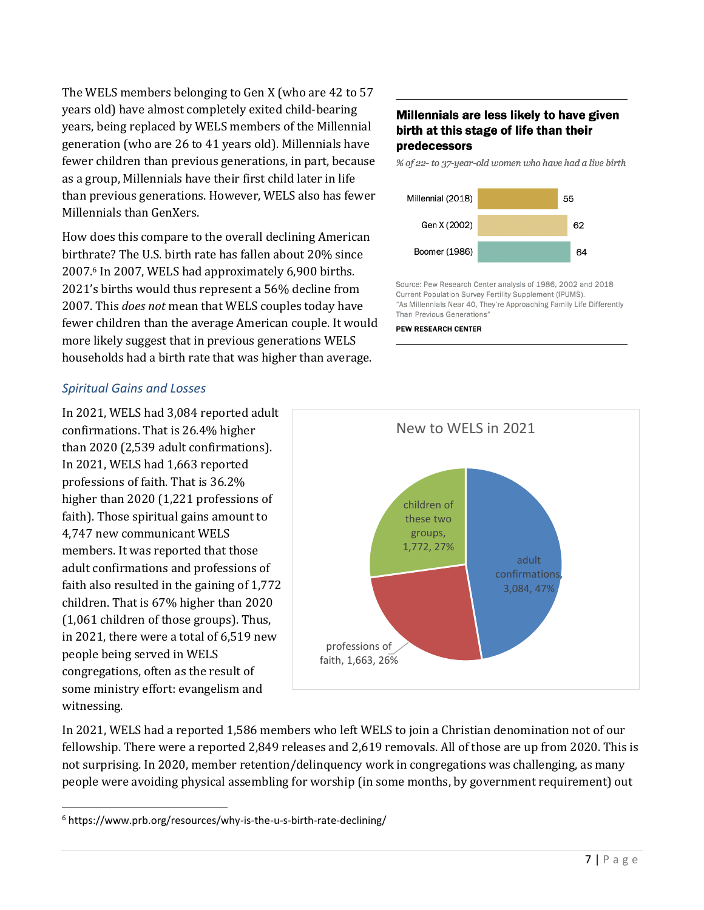The WELS members belonging to Gen X (who are 42 to 57 years old) have almost completely exited child-bearing years, being replaced by WELS members of the Millennial generation (who are 26 to 41 years old). Millennials have fewer children than previous generations, in part, because as a group, Millennials have their first child later in life than previous generations. However, WELS also has fewer Millennials than GenXers.

**Millennials are less likely to have given birth at this stage of life than their predecessors**

*% of 22- to 37-year-old women who have had a live birth*

| Generation | % |
|---|---|
| Millennial (2018) | 55 |
| Gen X (2002) | 62 |
| Boomer (1986) | 64 |

Source: Pew Research Center analysis of 1986, 2002 and 2018 Current Population Survey Fertility Supplement (IPUMS).
"As Millennials Near 40, They're Approaching Family Life Differently Than Previous Generations"

PEW RESEARCH CENTER

How does this compare to the overall declining American birthrate? The U.S. birth rate has fallen about 20% since 2007.[6] In 2007, WELS had approximately 6,900 births. 2021's births would thus represent a 56% decline from 2007. This *does not* mean that WELS couples today have fewer children than the average American couple. It would more likely suggest that in previous generations WELS households had a birth rate that was higher than average.

### *Spiritual Gains and Losses*

In 2021, WELS had 3,084 reported adult confirmations. That is 26.4% higher than 2020 (2,539 adult confirmations). In 2021, WELS had 1,663 reported professions of faith. That is 36.2% higher than 2020 (1,221 professions of faith). Those spiritual gains amount to 4,747 new communicant WELS members. It was reported that those adult confirmations and professions of faith also resulted in the gaining of 1,772 children. That is 67% higher than 2020 (1,061 children of those groups). Thus, in 2021, there were a total of 6,519 new people being served in WELS congregations, often as the result of some ministry effort: evangelism and witnessing.

**New to WELS in 2021**

| Category | Number | % |
|---|---|---|
| adult confirmations | 3,084 | 47% |
| professions of faith | 1,663 | 26% |
| children of these two groups | 1,772 | 27% |

In 2021, WELS had a reported 1,586 members who left WELS to join a Christian denomination not of our fellowship. There were a reported 2,849 releases and 2,619 removals. All of those are up from 2020. This is not surprising. In 2020, member retention/delinquency work in congregations was challenging, as many people were avoiding physical assembling for worship (in some months, by government requirement) out

[6] https://www.prb.org/resources/why-is-the-u-s-birth-rate-declining/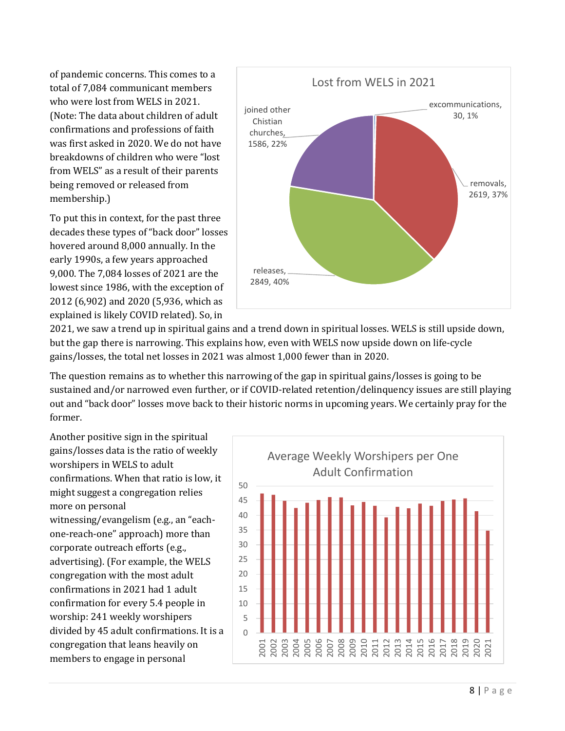of pandemic concerns. This comes to a total of 7,084 communicant members who were lost from WELS in 2021. (Note: The data about children of adult confirmations and professions of faith was first asked in 2020. We do not have breakdowns of children who were "lost from WELS" as a result of their parents being removed or released from membership.)

To put this in context, for the past three decades these types of "back door" losses hovered around 8,000 annually. In the early 1990s, a few years approached 9,000. The 7,084 losses of 2021 are the lowest since 1986, with the exception of 2012 (6,902) and 2020 (5,936, which as explained is likely COVID related). So, in 2021, we saw a trend up in spiritual gains and a trend down in spiritual losses. WELS is still upside down, but the gap there is narrowing. This explains how, even with WELS now upside down on life-cycle gains/losses, the total net losses in 2021 was almost 1,000 fewer than in 2020.

Lost from WELS in 2021

- excommunications, 30, 1%
- removals, 2619, 37%
- releases, 2849, 40%
- joined other Chistian churches, 1586, 22%

The question remains as to whether this narrowing of the gap in spiritual gains/losses is going to be sustained and/or narrowed even further, or if COVID-related retention/delinquency issues are still playing out and "back door" losses move back to their historic norms in upcoming years. We certainly pray for the former.

Another positive sign in the spiritual gains/losses data is the ratio of weekly worshipers in WELS to adult confirmations. When that ratio is low, it might suggest a congregation relies more on personal witnessing/evangelism (e.g., an "each-one-reach-one" approach) more than corporate outreach efforts (e.g., advertising). (For example, the WELS congregation with the most adult confirmations in 2021 had 1 adult confirmation for every 5.4 people in worship: 241 weekly worshipers divided by 45 adult confirmations. It is a congregation that leans heavily on members to engage in personal

Average Weekly Worshipers per One Adult Confirmation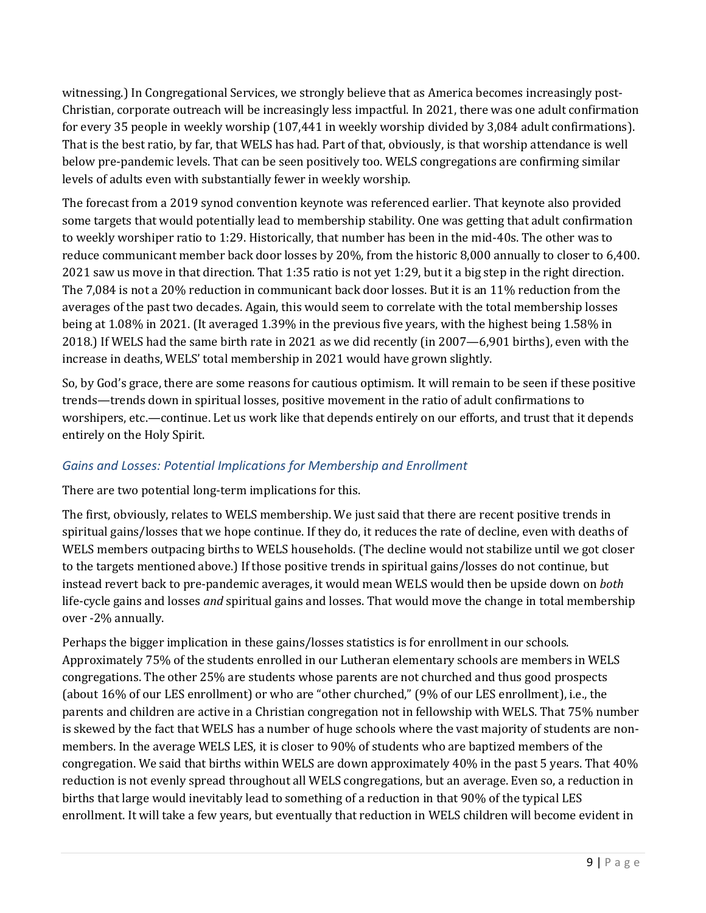witnessing.) In Congregational Services, we strongly believe that as America becomes increasingly post-Christian, corporate outreach will be increasingly less impactful. In 2021, there was one adult confirmation for every 35 people in weekly worship (107,441 in weekly worship divided by 3,084 adult confirmations). That is the best ratio, by far, that WELS has had. Part of that, obviously, is that worship attendance is well below pre-pandemic levels. That can be seen positively too. WELS congregations are confirming similar levels of adults even with substantially fewer in weekly worship.

The forecast from a 2019 synod convention keynote was referenced earlier. That keynote also provided some targets that would potentially lead to membership stability. One was getting that adult confirmation to weekly worshiper ratio to 1:29. Historically, that number has been in the mid-40s. The other was to reduce communicant member back door losses by 20%, from the historic 8,000 annually to closer to 6,400. 2021 saw us move in that direction. That 1:35 ratio is not yet 1:29, but it a big step in the right direction. The 7,084 is not a 20% reduction in communicant back door losses. But it is an 11% reduction from the averages of the past two decades. Again, this would seem to correlate with the total membership losses being at 1.08% in 2021. (It averaged 1.39% in the previous five years, with the highest being 1.58% in 2018.) If WELS had the same birth rate in 2021 as we did recently (in 2007—6,901 births), even with the increase in deaths, WELS' total membership in 2021 would have grown slightly.

So, by God's grace, there are some reasons for cautious optimism. It will remain to be seen if these positive trends—trends down in spiritual losses, positive movement in the ratio of adult confirmations to worshipers, etc.—continue. Let us work like that depends entirely on our efforts, and trust that it depends entirely on the Holy Spirit.

### *Gains and Losses: Potential Implications for Membership and Enrollment*

There are two potential long-term implications for this.

The first, obviously, relates to WELS membership. We just said that there are recent positive trends in spiritual gains/losses that we hope continue. If they do, it reduces the rate of decline, even with deaths of WELS members outpacing births to WELS households. (The decline would not stabilize until we got closer to the targets mentioned above.) If those positive trends in spiritual gains/losses do not continue, but instead revert back to pre-pandemic averages, it would mean WELS would then be upside down on *both* life-cycle gains and losses *and* spiritual gains and losses. That would move the change in total membership over -2% annually.

Perhaps the bigger implication in these gains/losses statistics is for enrollment in our schools. Approximately 75% of the students enrolled in our Lutheran elementary schools are members in WELS congregations. The other 25% are students whose parents are not churched and thus good prospects (about 16% of our LES enrollment) or who are "other churched," (9% of our LES enrollment), i.e., the parents and children are active in a Christian congregation not in fellowship with WELS. That 75% number is skewed by the fact that WELS has a number of huge schools where the vast majority of students are non-members. In the average WELS LES, it is closer to 90% of students who are baptized members of the congregation. We said that births within WELS are down approximately 40% in the past 5 years. That 40% reduction is not evenly spread throughout all WELS congregations, but an average. Even so, a reduction in births that large would inevitably lead to something of a reduction in that 90% of the typical LES enrollment. It will take a few years, but eventually that reduction in WELS children will become evident in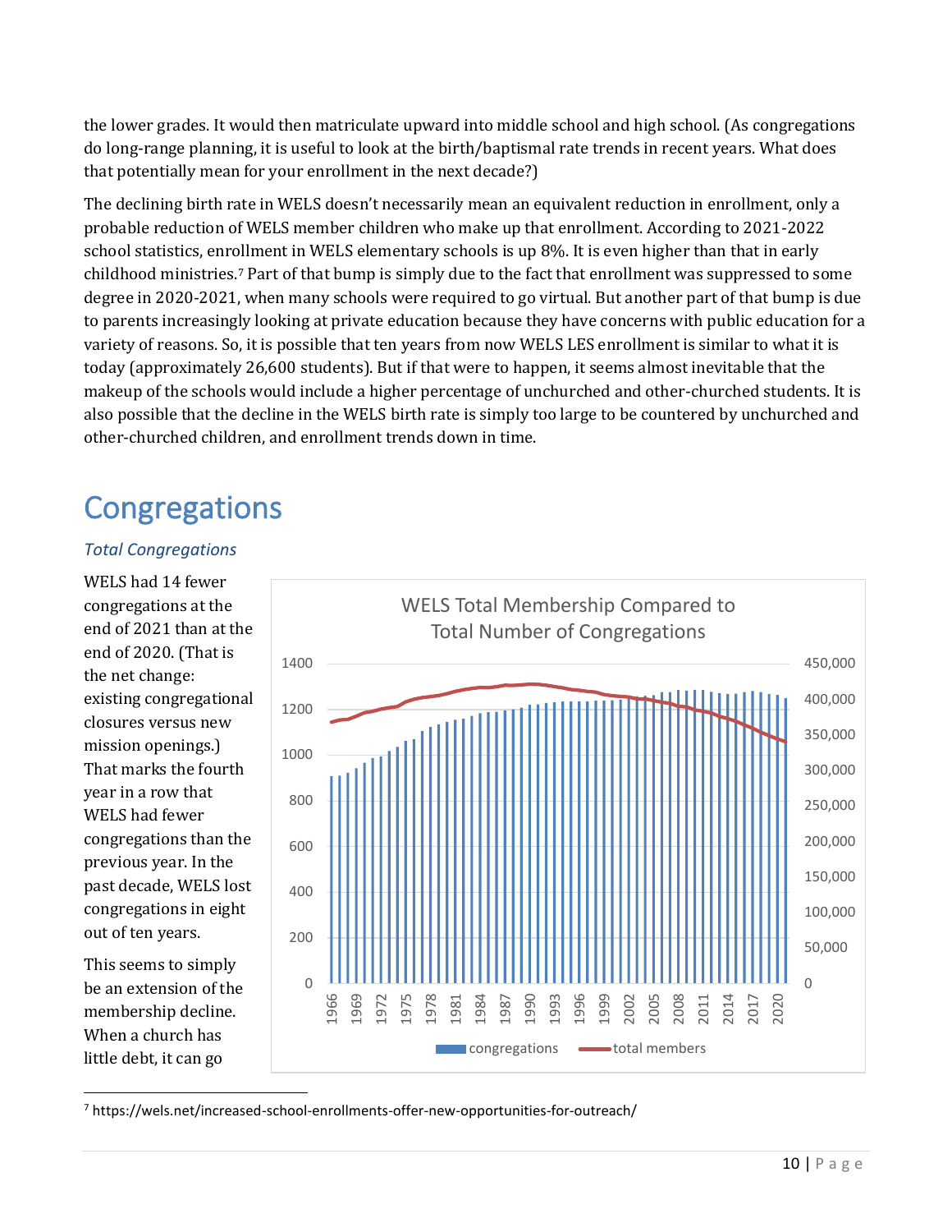the lower grades. It would then matriculate upward into middle school and high school. (As congregations do long-range planning, it is useful to look at the birth/baptismal rate trends in recent years. What does that potentially mean for your enrollment in the next decade?)

The declining birth rate in WELS doesn't necessarily mean an equivalent reduction in enrollment, only a probable reduction of WELS member children who make up that enrollment. According to 2021-2022 school statistics, enrollment in WELS elementary schools is up 8%. It is even higher than that in early childhood ministries.[7] Part of that bump is simply due to the fact that enrollment was suppressed to some degree in 2020-2021, when many schools were required to go virtual. But another part of that bump is due to parents increasingly looking at private education because they have concerns with public education for a variety of reasons. So, it is possible that ten years from now WELS LES enrollment is similar to what it is today (approximately 26,600 students). But if that were to happen, it seems almost inevitable that the makeup of the schools would include a higher percentage of unchurched and other-churched students. It is also possible that the decline in the WELS birth rate is simply too large to be countered by unchurched and other-churched children, and enrollment trends down in time.

# Congregations

### *Total Congregations*

WELS had 14 fewer congregations at the end of 2021 than at the end of 2020. (That is the net change: existing congregational closures versus new mission openings.) That marks the fourth year in a row that WELS had fewer congregations than the previous year. In the past decade, WELS lost congregations in eight out of ten years.

WELS Total Membership Compared to Total Number of Congregations

This seems to simply be an extension of the membership decline. When a church has little debt, it can go

[7] https://wels.net/increased-school-enrollments-offer-new-opportunities-for-outreach/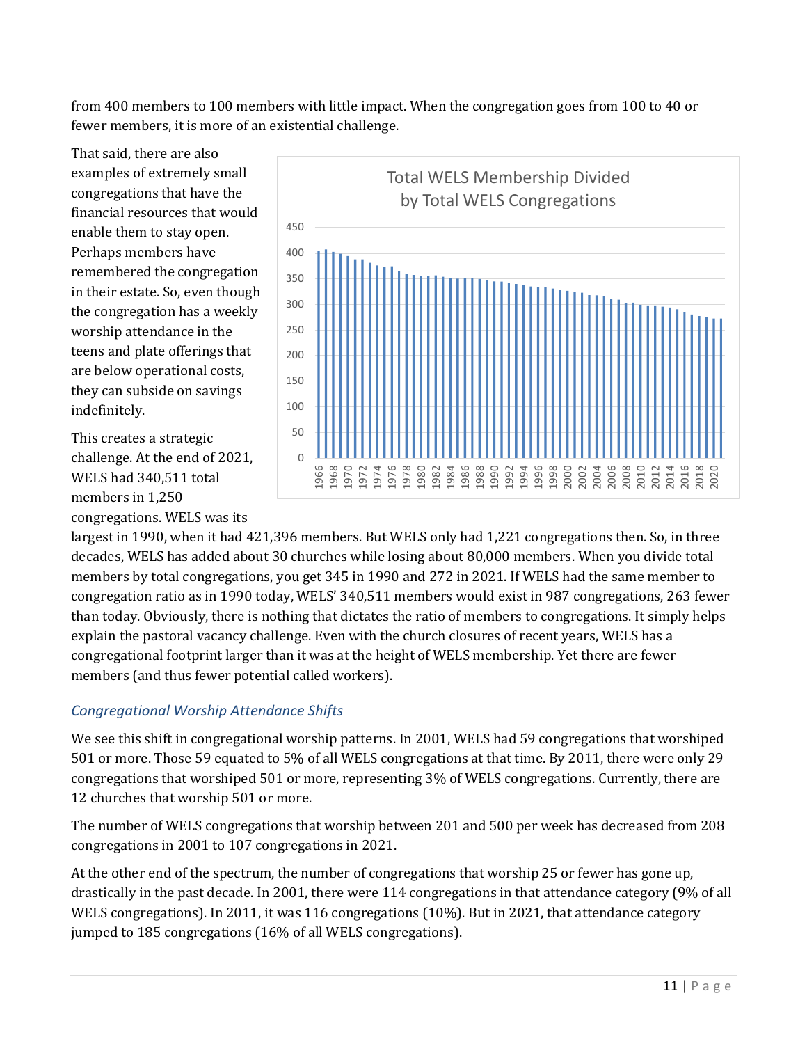from 400 members to 100 members with little impact. When the congregation goes from 100 to 40 or fewer members, it is more of an existential challenge.

That said, there are also examples of extremely small congregations that have the financial resources that would enable them to stay open. Perhaps members have remembered the congregation in their estate. So, even though the congregation has a weekly worship attendance in the teens and plate offerings that are below operational costs, they can subside on savings indefinitely.

This creates a strategic challenge. At the end of 2021, WELS had 340,511 total members in 1,250 congregations. WELS was its largest in 1990, when it had 421,396 members. But WELS only had 1,221 congregations then. So, in three decades, WELS has added about 30 churches while losing about 80,000 members. When you divide total members by total congregations, you get 345 in 1990 and 272 in 2021. If WELS had the same member to congregation ratio as in 1990 today, WELS' 340,511 members would exist in 987 congregations, 263 fewer than today. Obviously, there is nothing that dictates the ratio of members to congregations. It simply helps explain the pastoral vacancy challenge. Even with the church closures of recent years, WELS has a congregational footprint larger than it was at the height of WELS membership. Yet there are fewer members (and thus fewer potential called workers).

Total WELS Membership Divided by Total WELS Congregations

## *Congregational Worship Attendance Shifts*

We see this shift in congregational worship patterns. In 2001, WELS had 59 congregations that worshiped 501 or more. Those 59 equated to 5% of all WELS congregations at that time. By 2011, there were only 29 congregations that worshiped 501 or more, representing 3% of WELS congregations. Currently, there are 12 churches that worship 501 or more.

The number of WELS congregations that worship between 201 and 500 per week has decreased from 208 congregations in 2001 to 107 congregations in 2021.

At the other end of the spectrum, the number of congregations that worship 25 or fewer has gone up, drastically in the past decade. In 2001, there were 114 congregations in that attendance category (9% of all WELS congregations). In 2011, it was 116 congregations (10%). But in 2021, that attendance category jumped to 185 congregations (16% of all WELS congregations).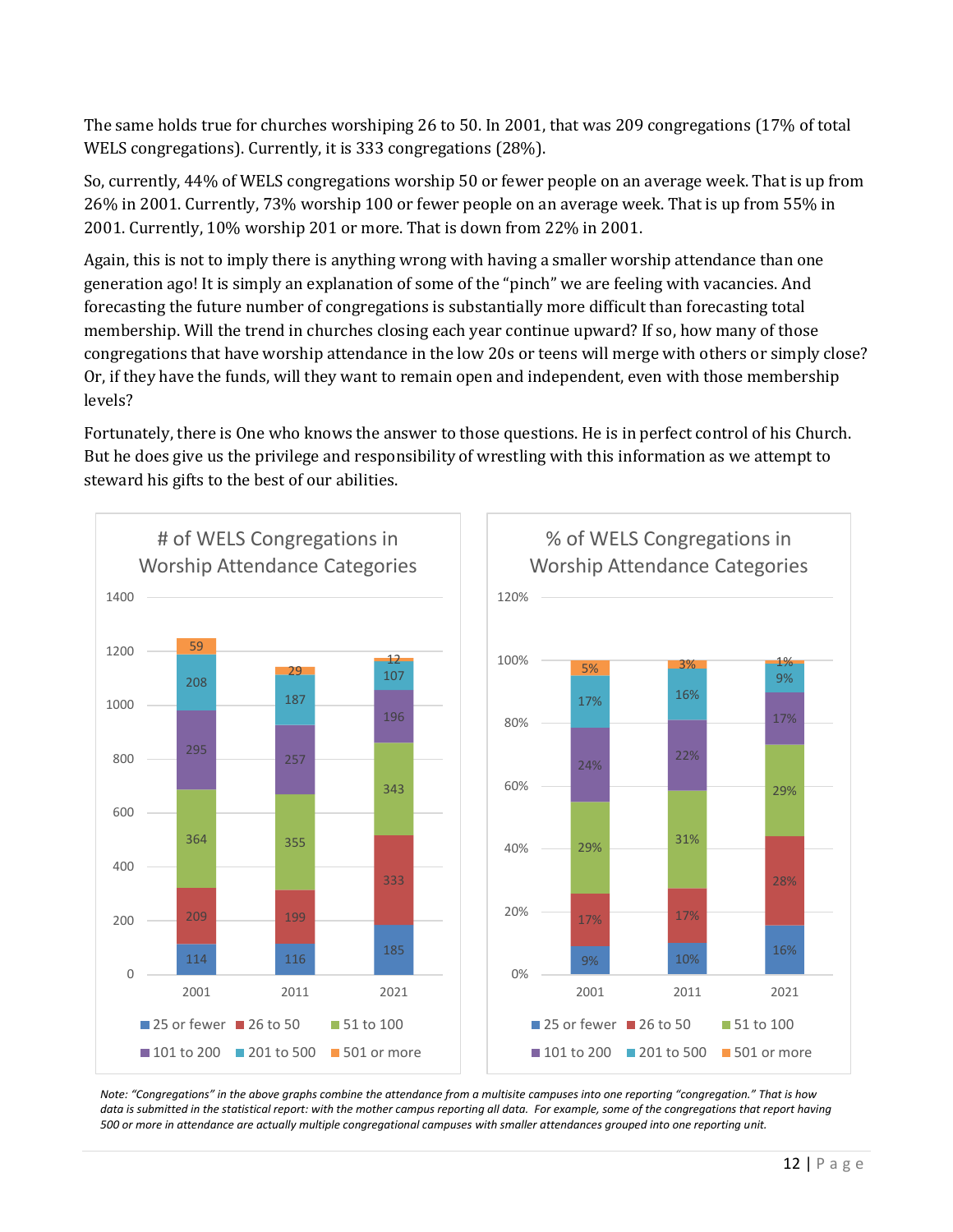The same holds true for churches worshiping 26 to 50. In 2001, that was 209 congregations (17% of total WELS congregations). Currently, it is 333 congregations (28%).

So, currently, 44% of WELS congregations worship 50 or fewer people on an average week. That is up from 26% in 2001. Currently, 73% worship 100 or fewer people on an average week. That is up from 55% in 2001. Currently, 10% worship 201 or more. That is down from 22% in 2001.

Again, this is not to imply there is anything wrong with having a smaller worship attendance than one generation ago! It is simply an explanation of some of the "pinch" we are feeling with vacancies. And forecasting the future number of congregations is substantially more difficult than forecasting total membership. Will the trend in churches closing each year continue upward? If so, how many of those congregations that have worship attendance in the low 20s or teens will merge with others or simply close? Or, if they have the funds, will they want to remain open and independent, even with those membership levels?

Fortunately, there is One who knows the answer to those questions. He is in perfect control of his Church. But he does give us the privilege and responsibility of wrestling with this information as we attempt to steward his gifts to the best of our abilities.

**# of WELS Congregations in Worship Attendance Categories**

| | 2001 | 2011 | 2021 |
|---|---|---|---|
| 25 or fewer | 114 | 116 | 185 |
| 26 to 50 | 209 | 199 | 333 |
| 51 to 100 | 364 | 355 | 343 |
| 101 to 200 | 295 | 257 | 196 |
| 201 to 500 | 208 | 187 | 107 |
| 501 or more | 59 | 29 | 12 |

**% of WELS Congregations in Worship Attendance Categories**

| | 2001 | 2011 | 2021 |
|---|---|---|---|
| 25 or fewer | 9% | 10% | 16% |
| 26 to 50 | 17% | 17% | 28% |
| 51 to 100 | 29% | 31% | 29% |
| 101 to 200 | 24% | 22% | 17% |
| 201 to 500 | 17% | 16% | 9% |
| 501 or more | 5% | 3% | 1% |

*Note: "Congregations" in the above graphs combine the attendance from a multisite campuses into one reporting "congregation." That is how data is submitted in the statistical report: with the mother campus reporting all data. For example, some of the congregations that report having 500 or more in attendance are actually multiple congregational campuses with smaller attendances grouped into one reporting unit.*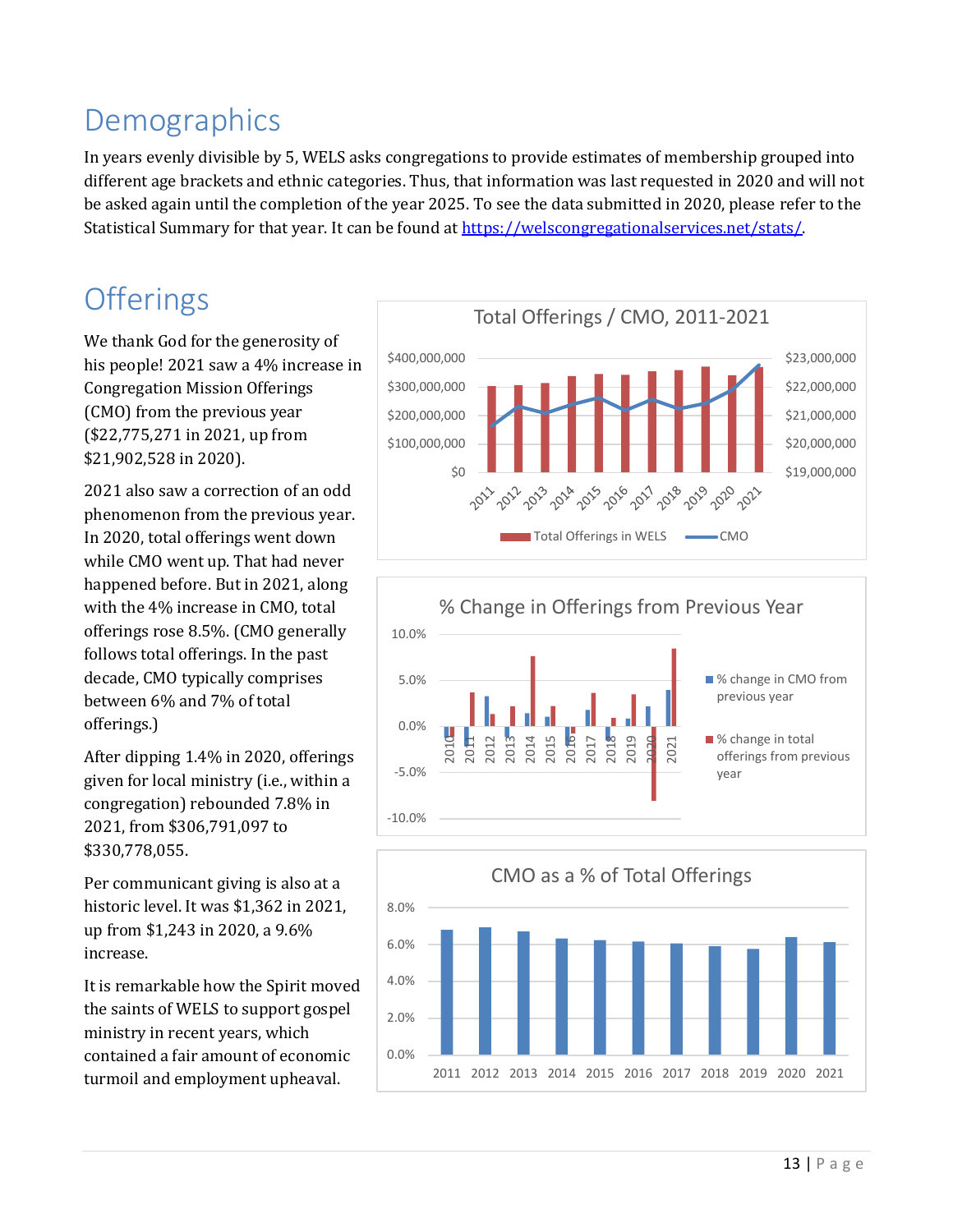# Demographics

In years evenly divisible by 5, WELS asks congregations to provide estimates of membership grouped into different age brackets and ethnic categories. Thus, that information was last requested in 2020 and will not be asked again until the completion of the year 2025. To see the data submitted in 2020, please refer to the Statistical Summary for that year. It can be found at [https://welscongregationalservices.net/stats/](https://welscongregationalservices.net/stats/).

# Offerings

We thank God for the generosity of his people! 2021 saw a 4% increase in Congregation Mission Offerings (CMO) from the previous year ($22,775,271 in 2021, up from $21,902,528 in 2020).

2021 also saw a correction of an odd phenomenon from the previous year. In 2020, total offerings went down while CMO went up. That had never happened before. But in 2021, along with the 4% increase in CMO, total offerings rose 8.5%. (CMO generally follows total offerings. In the past decade, CMO typically comprises between 6% and 7% of total offerings.)

After dipping 1.4% in 2020, offerings given for local ministry (i.e., within a congregation) rebounded 7.8% in 2021, from $306,791,097 to $330,778,055.

Per communicant giving is also at a historic level. It was $1,362 in 2021, up from $1,243 in 2020, a 9.6% increase.

It is remarkable how the Spirit moved the saints of WELS to support gospel ministry in recent years, which contained a fair amount of economic turmoil and employment upheaval.

Total Offerings / CMO, 2011-2021

% Change in Offerings from Previous Year

CMO as a % of Total Offerings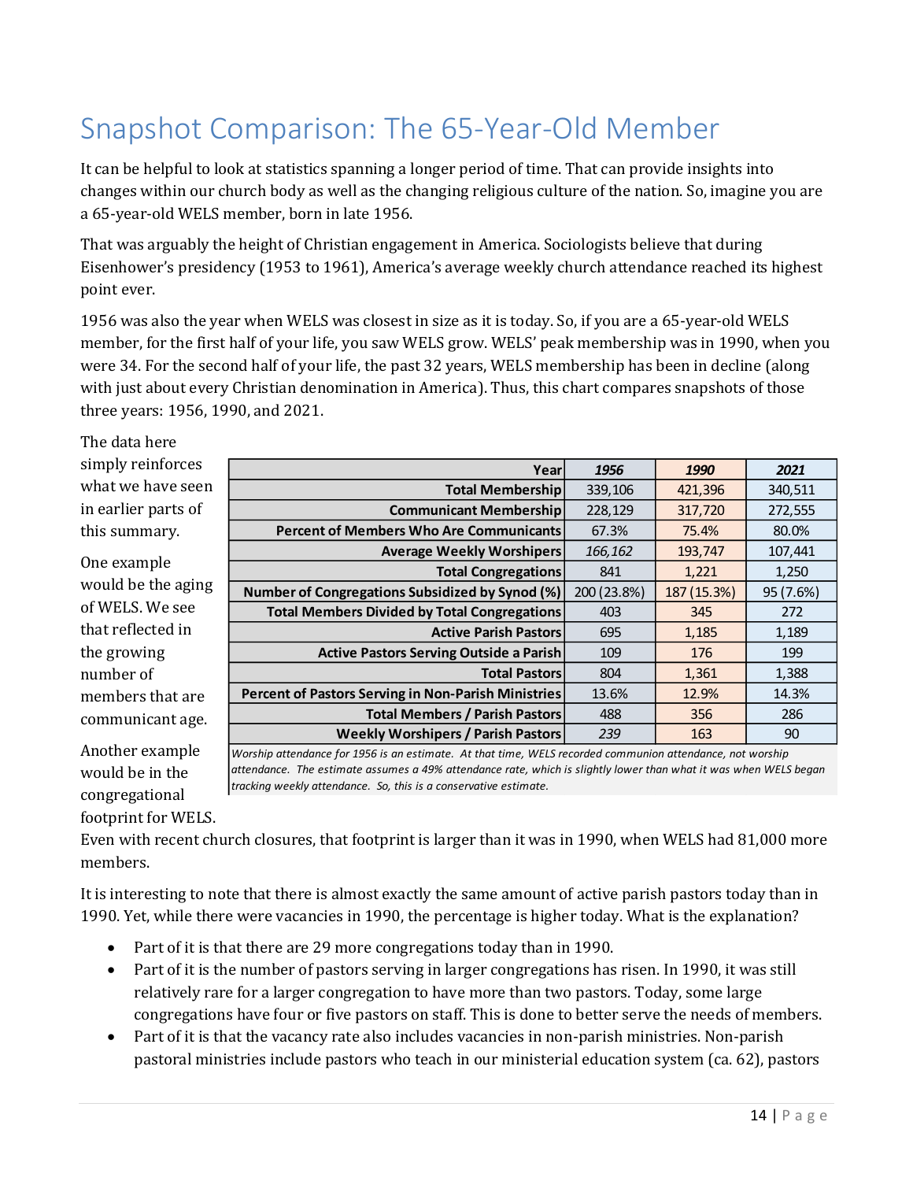# Snapshot Comparison: The 65-Year-Old Member

It can be helpful to look at statistics spanning a longer period of time. That can provide insights into changes within our church body as well as the changing religious culture of the nation. So, imagine you are a 65-year-old WELS member, born in late 1956.

That was arguably the height of Christian engagement in America. Sociologists believe that during Eisenhower's presidency (1953 to 1961), America's average weekly church attendance reached its highest point ever.

1956 was also the year when WELS was closest in size as it is today. So, if you are a 65-year-old WELS member, for the first half of your life, you saw WELS grow. WELS' peak membership was in 1990, when you were 34. For the second half of your life, the past 32 years, WELS membership has been in decline (along with just about every Christian denomination in America). Thus, this chart compares snapshots of those three years: 1956, 1990, and 2021.

| Year | *1956* | *1990* | *2021* |
|---:|---|---|---|
| Total Membership | 339,106 | 421,396 | 340,511 |
| Communicant Membership | 228,129 | 317,720 | 272,555 |
| Percent of Members Who Are Communicants | 67.3% | 75.4% | 80.0% |
| Average Weekly Worshipers | *166,162* | 193,747 | 107,441 |
| Total Congregations | 841 | 1,221 | 1,250 |
| Number of Congregations Subsidized by Synod (%) | 200 (23.8%) | 187 (15.3%) | 95 (7.6%) |
| Total Members Divided by Total Congregations | 403 | 345 | 272 |
| Active Parish Pastors | 695 | 1,185 | 1,189 |
| Active Pastors Serving Outside a Parish | 109 | 176 | 199 |
| Total Pastors | 804 | 1,361 | 1,388 |
| Percent of Pastors Serving in Non-Parish Ministries | 13.6% | 12.9% | 14.3% |
| Total Members / Parish Pastors | 488 | 356 | 286 |
| Weekly Worshipers / Parish Pastors | *239* | 163 | 90 |

*Worship attendance for 1956 is an estimate. At that time, WELS recorded communion attendance, not worship attendance. The estimate assumes a 49% attendance rate, which is slightly lower than what it was when WELS began tracking weekly attendance. So, this is a conservative estimate.*

The data here simply reinforces what we have seen in earlier parts of this summary.

One example would be the aging of WELS. We see that reflected in the growing number of members that are communicant age.

Another example would be in the congregational footprint for WELS. Even with recent church closures, that footprint is larger than it was in 1990, when WELS had 81,000 more members.

It is interesting to note that there is almost exactly the same amount of active parish pastors today than in 1990. Yet, while there were vacancies in 1990, the percentage is higher today. What is the explanation?

- Part of it is that there are 29 more congregations today than in 1990.
- Part of it is the number of pastors serving in larger congregations has risen. In 1990, it was still relatively rare for a larger congregation to have more than two pastors. Today, some large congregations have four or five pastors on staff. This is done to better serve the needs of members.
- Part of it is that the vacancy rate also includes vacancies in non-parish ministries. Non-parish pastoral ministries include pastors who teach in our ministerial education system (ca. 62), pastors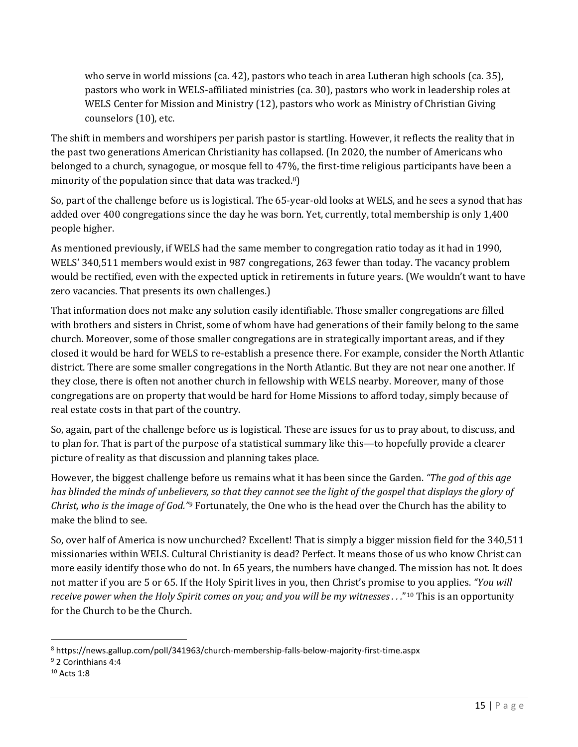> who serve in world missions (ca. 42), pastors who teach in area Lutheran high schools (ca. 35), pastors who work in WELS-affiliated ministries (ca. 30), pastors who work in leadership roles at WELS Center for Mission and Ministry (12), pastors who work as Ministry of Christian Giving counselors (10), etc.

The shift in members and worshipers per parish pastor is startling. However, it reflects the reality that in the past two generations American Christianity has collapsed. (In 2020, the number of Americans who belonged to a church, synagogue, or mosque fell to 47%, the first-time religious participants have been a minority of the population since that data was tracked.[8])

So, part of the challenge before us is logistical. The 65-year-old looks at WELS, and he sees a synod that has added over 400 congregations since the day he was born. Yet, currently, total membership is only 1,400 people higher.

As mentioned previously, if WELS had the same member to congregation ratio today as it had in 1990, WELS' 340,511 members would exist in 987 congregations, 263 fewer than today. The vacancy problem would be rectified, even with the expected uptick in retirements in future years. (We wouldn't want to have zero vacancies. That presents its own challenges.)

That information does not make any solution easily identifiable. Those smaller congregations are filled with brothers and sisters in Christ, some of whom have had generations of their family belong to the same church. Moreover, some of those smaller congregations are in strategically important areas, and if they closed it would be hard for WELS to re-establish a presence there. For example, consider the North Atlantic district. There are some smaller congregations in the North Atlantic. But they are not near one another. If they close, there is often not another church in fellowship with WELS nearby. Moreover, many of those congregations are on property that would be hard for Home Missions to afford today, simply because of real estate costs in that part of the country.

So, again, part of the challenge before us is logistical. These are issues for us to pray about, to discuss, and to plan for. That is part of the purpose of a statistical summary like this—to hopefully provide a clearer picture of reality as that discussion and planning takes place.

However, the biggest challenge before us remains what it has been since the Garden. *"The god of this age has blinded the minds of unbelievers, so that they cannot see the light of the gospel that displays the glory of Christ, who is the image of God."*[9] Fortunately, the One who is the head over the Church has the ability to make the blind to see.

So, over half of America is now unchurched? Excellent! That is simply a bigger mission field for the 340,511 missionaries within WELS. Cultural Christianity is dead? Perfect. It means those of us who know Christ can more easily identify those who do not. In 65 years, the numbers have changed. The mission has not. It does not matter if you are 5 or 65. If the Holy Spirit lives in you, then Christ's promise to you applies. *"You will receive power when the Holy Spirit comes on you; and you will be my witnesses . . ."*[10] This is an opportunity for the Church to be the Church.

---

[8] https://news.gallup.com/poll/341963/church-membership-falls-below-majority-first-time.aspx

[9] 2 Corinthians 4:4

[10] Acts 1:8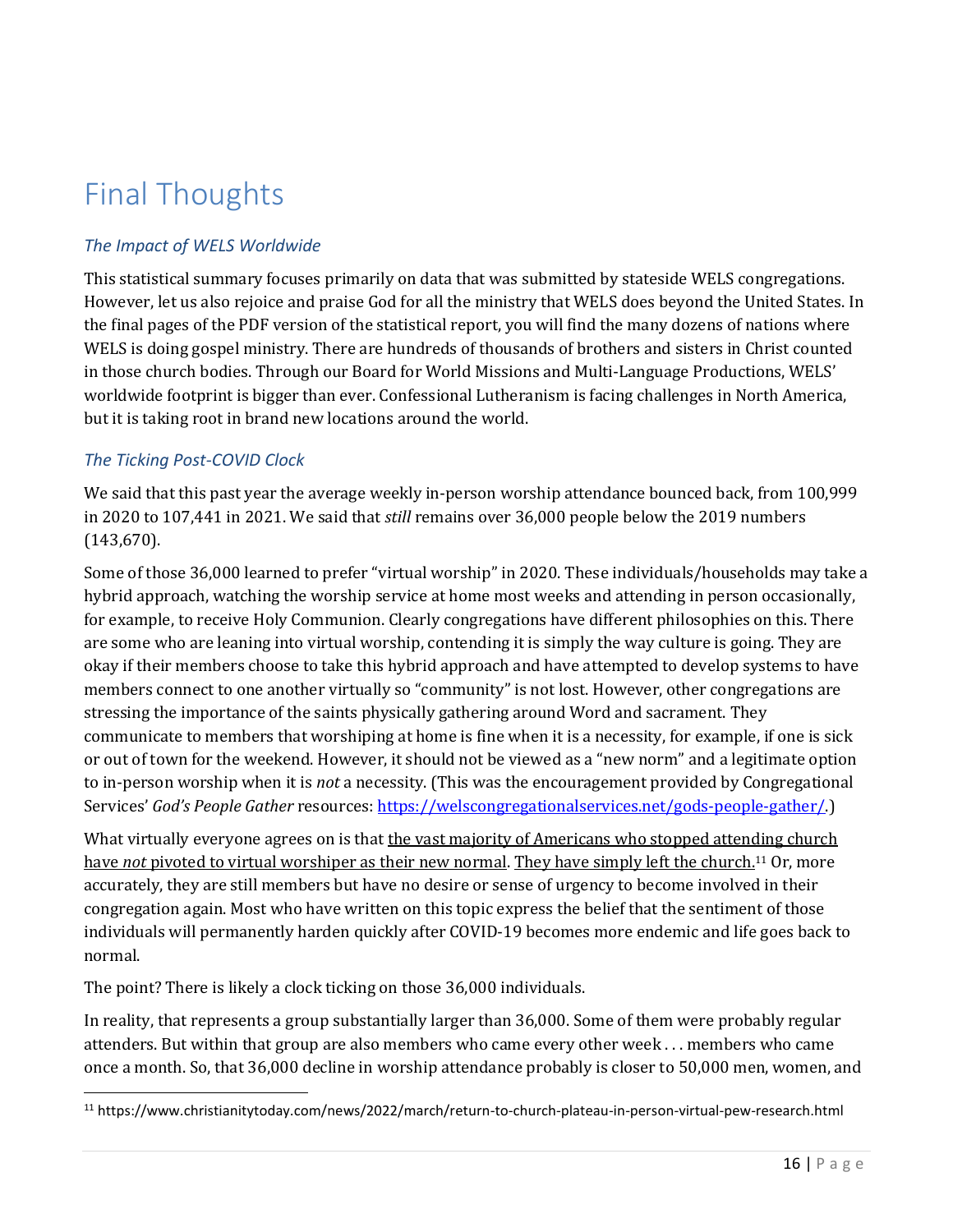# Final Thoughts

## *The Impact of WELS Worldwide*

This statistical summary focuses primarily on data that was submitted by stateside WELS congregations. However, let us also rejoice and praise God for all the ministry that WELS does beyond the United States. In the final pages of the PDF version of the statistical report, you will find the many dozens of nations where WELS is doing gospel ministry. There are hundreds of thousands of brothers and sisters in Christ counted in those church bodies. Through our Board for World Missions and Multi-Language Productions, WELS' worldwide footprint is bigger than ever. Confessional Lutheranism is facing challenges in North America, but it is taking root in brand new locations around the world.

## *The Ticking Post-COVID Clock*

We said that this past year the average weekly in-person worship attendance bounced back, from 100,999 in 2020 to 107,441 in 2021. We said that *still* remains over 36,000 people below the 2019 numbers (143,670).

Some of those 36,000 learned to prefer "virtual worship" in 2020. These individuals/households may take a hybrid approach, watching the worship service at home most weeks and attending in person occasionally, for example, to receive Holy Communion. Clearly congregations have different philosophies on this. There are some who are leaning into virtual worship, contending it is simply the way culture is going. They are okay if their members choose to take this hybrid approach and have attempted to develop systems to have members connect to one another virtually so "community" is not lost. However, other congregations are stressing the importance of the saints physically gathering around Word and sacrament. They communicate to members that worshiping at home is fine when it is a necessity, for example, if one is sick or out of town for the weekend. However, it should not be viewed as a "new norm" and a legitimate option to in-person worship when it is *not* a necessity. (This was the encouragement provided by Congregational Services' *God's People Gather* resources: https://welscongregationalservices.net/gods-people-gather/.)

What virtually everyone agrees on is that <u>the vast majority of Americans who stopped attending church have *not* pivoted to virtual worshiper as their new normal</u>. <u>They have simply left the church.</u>[11] Or, more accurately, they are still members but have no desire or sense of urgency to become involved in their congregation again. Most who have written on this topic express the belief that the sentiment of those individuals will permanently harden quickly after COVID-19 becomes more endemic and life goes back to normal.

The point? There is likely a clock ticking on those 36,000 individuals.

In reality, that represents a group substantially larger than 36,000. Some of them were probably regular attenders. But within that group are also members who came every other week . . . members who came once a month. So, that 36,000 decline in worship attendance probably is closer to 50,000 men, women, and

---

[11] https://www.christianitytoday.com/news/2022/march/return-to-church-plateau-in-person-virtual-pew-research.html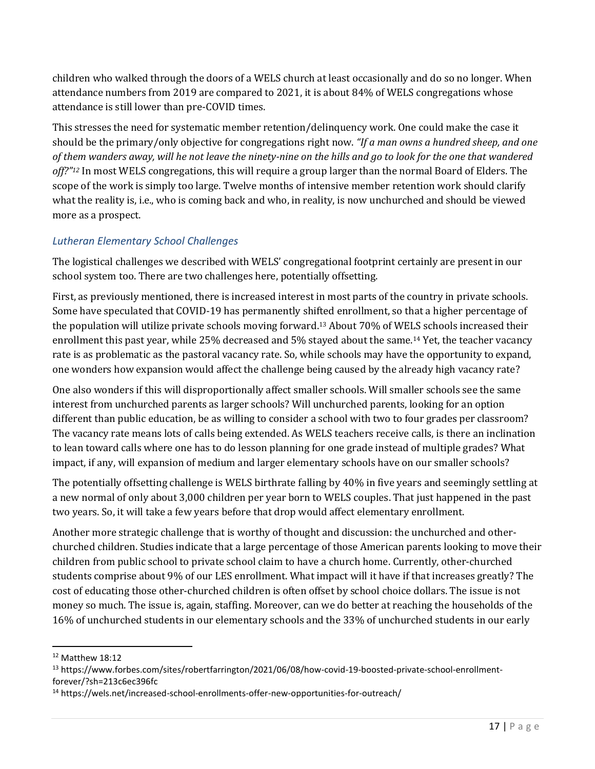children who walked through the doors of a WELS church at least occasionally and do so no longer. When attendance numbers from 2019 are compared to 2021, it is about 84% of WELS congregations whose attendance is still lower than pre-COVID times.

This stresses the need for systematic member retention/delinquency work. One could make the case it should be the primary/only objective for congregations right now. *"If a man owns a hundred sheep, and one of them wanders away, will he not leave the ninety-nine on the hills and go to look for the one that wandered off?"*[12] In most WELS congregations, this will require a group larger than the normal Board of Elders. The scope of the work is simply too large. Twelve months of intensive member retention work should clarify what the reality is, i.e., who is coming back and who, in reality, is now unchurched and should be viewed more as a prospect.

### *Lutheran Elementary School Challenges*

The logistical challenges we described with WELS' congregational footprint certainly are present in our school system too. There are two challenges here, potentially offsetting.

First, as previously mentioned, there is increased interest in most parts of the country in private schools. Some have speculated that COVID-19 has permanently shifted enrollment, so that a higher percentage of the population will utilize private schools moving forward.[13] About 70% of WELS schools increased their enrollment this past year, while 25% decreased and 5% stayed about the same.[14] Yet, the teacher vacancy rate is as problematic as the pastoral vacancy rate. So, while schools may have the opportunity to expand, one wonders how expansion would affect the challenge being caused by the already high vacancy rate?

One also wonders if this will disproportionally affect smaller schools. Will smaller schools see the same interest from unchurched parents as larger schools? Will unchurched parents, looking for an option different than public education, be as willing to consider a school with two to four grades per classroom? The vacancy rate means lots of calls being extended. As WELS teachers receive calls, is there an inclination to lean toward calls where one has to do lesson planning for one grade instead of multiple grades? What impact, if any, will expansion of medium and larger elementary schools have on our smaller schools?

The potentially offsetting challenge is WELS birthrate falling by 40% in five years and seemingly settling at a new normal of only about 3,000 children per year born to WELS couples. That just happened in the past two years. So, it will take a few years before that drop would affect elementary enrollment.

Another more strategic challenge that is worthy of thought and discussion: the unchurched and other-churched children. Studies indicate that a large percentage of those American parents looking to move their children from public school to private school claim to have a church home. Currently, other-churched students comprise about 9% of our LES enrollment. What impact will it have if that increases greatly? The cost of educating those other-churched children is often offset by school choice dollars. The issue is not money so much. The issue is, again, staffing. Moreover, can we do better at reaching the households of the 16% of unchurched students in our elementary schools and the 33% of unchurched students in our early

---

[12] Matthew 18:12

[13] https://www.forbes.com/sites/robertfarrington/2021/06/08/how-covid-19-boosted-private-school-enrollment-forever/?sh=213c6ec396fc

[14] https://wels.net/increased-school-enrollments-offer-new-opportunities-for-outreach/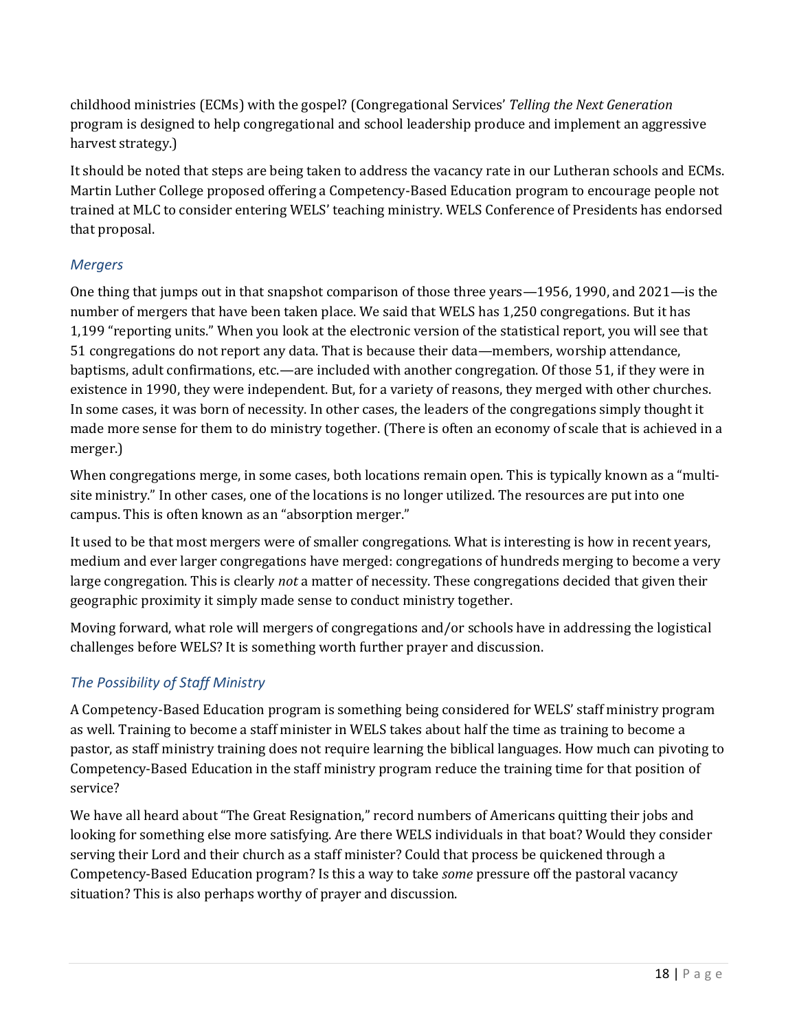childhood ministries (ECMs) with the gospel? (Congregational Services' *Telling the Next Generation* program is designed to help congregational and school leadership produce and implement an aggressive harvest strategy.)

It should be noted that steps are being taken to address the vacancy rate in our Lutheran schools and ECMs. Martin Luther College proposed offering a Competency-Based Education program to encourage people not trained at MLC to consider entering WELS' teaching ministry. WELS Conference of Presidents has endorsed that proposal.

### *Mergers*

One thing that jumps out in that snapshot comparison of those three years—1956, 1990, and 2021—is the number of mergers that have been taken place. We said that WELS has 1,250 congregations. But it has 1,199 "reporting units." When you look at the electronic version of the statistical report, you will see that 51 congregations do not report any data. That is because their data—members, worship attendance, baptisms, adult confirmations, etc.—are included with another congregation. Of those 51, if they were in existence in 1990, they were independent. But, for a variety of reasons, they merged with other churches. In some cases, it was born of necessity. In other cases, the leaders of the congregations simply thought it made more sense for them to do ministry together. (There is often an economy of scale that is achieved in a merger.)

When congregations merge, in some cases, both locations remain open. This is typically known as a "multi-site ministry." In other cases, one of the locations is no longer utilized. The resources are put into one campus. This is often known as an "absorption merger."

It used to be that most mergers were of smaller congregations. What is interesting is how in recent years, medium and ever larger congregations have merged: congregations of hundreds merging to become a very large congregation. This is clearly *not* a matter of necessity. These congregations decided that given their geographic proximity it simply made sense to conduct ministry together.

Moving forward, what role will mergers of congregations and/or schools have in addressing the logistical challenges before WELS? It is something worth further prayer and discussion.

### *The Possibility of Staff Ministry*

A Competency-Based Education program is something being considered for WELS' staff ministry program as well. Training to become a staff minister in WELS takes about half the time as training to become a pastor, as staff ministry training does not require learning the biblical languages. How much can pivoting to Competency-Based Education in the staff ministry program reduce the training time for that position of service?

We have all heard about "The Great Resignation," record numbers of Americans quitting their jobs and looking for something else more satisfying. Are there WELS individuals in that boat? Would they consider serving their Lord and their church as a staff minister? Could that process be quickened through a Competency-Based Education program? Is this a way to take *some* pressure off the pastoral vacancy situation? This is also perhaps worthy of prayer and discussion.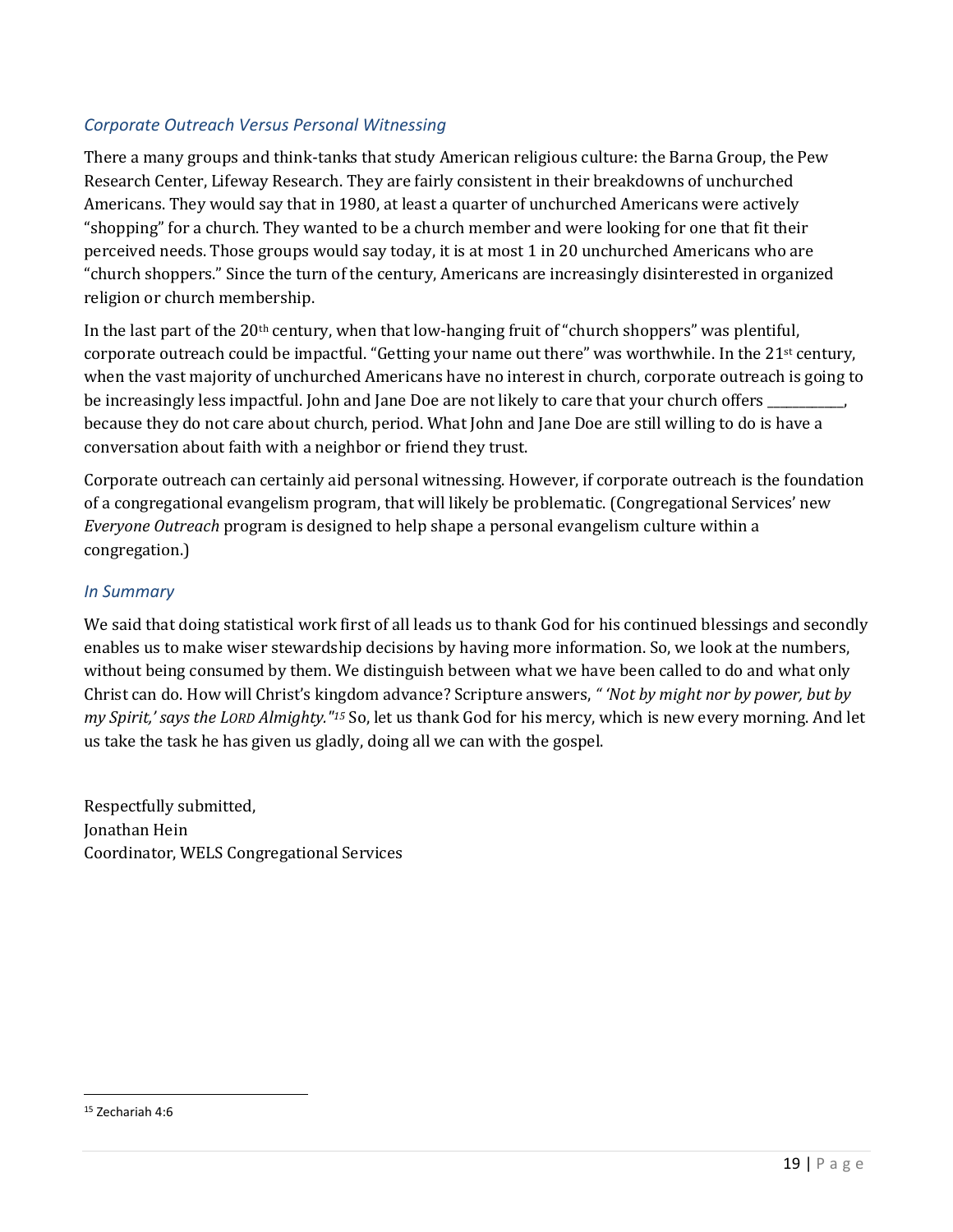### *Corporate Outreach Versus Personal Witnessing*

There a many groups and think-tanks that study American religious culture: the Barna Group, the Pew Research Center, Lifeway Research. They are fairly consistent in their breakdowns of unchurched Americans. They would say that in 1980, at least a quarter of unchurched Americans were actively "shopping" for a church. They wanted to be a church member and were looking for one that fit their perceived needs. Those groups would say today, it is at most 1 in 20 unchurched Americans who are "church shoppers." Since the turn of the century, Americans are increasingly disinterested in organized religion or church membership.

In the last part of the 20th century, when that low-hanging fruit of "church shoppers" was plentiful, corporate outreach could be impactful. "Getting your name out there" was worthwhile. In the 21st century, when the vast majority of unchurched Americans have no interest in church, corporate outreach is going to be increasingly less impactful. John and Jane Doe are not likely to care that your church offers ___________, because they do not care about church, period. What John and Jane Doe are still willing to do is have a conversation about faith with a neighbor or friend they trust.

Corporate outreach can certainly aid personal witnessing. However, if corporate outreach is the foundation of a congregational evangelism program, that will likely be problematic. (Congregational Services' new *Everyone Outreach* program is designed to help shape a personal evangelism culture within a congregation.)

### *In Summary*

We said that doing statistical work first of all leads us to thank God for his continued blessings and secondly enables us to make wiser stewardship decisions by having more information. So, we look at the numbers, without being consumed by them. We distinguish between what we have been called to do and what only Christ can do. How will Christ's kingdom advance? Scripture answers, *" 'Not by might nor by power, but by my Spirit,' says the LORD Almighty."*[15] So, let us thank God for his mercy, which is new every morning. And let us take the task he has given us gladly, doing all we can with the gospel.

Respectfully submitted,
Jonathan Hein
Coordinator, WELS Congregational Services

[15] Zechariah 4:6